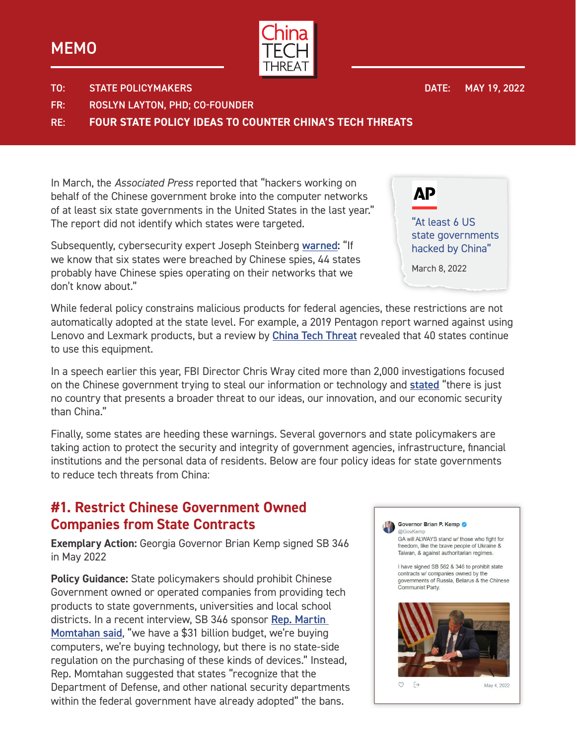# MEMO

**China TECH THREAT**

**TO:** STATE POLICYMAKERS
**FR:** ROSLYN LAYTON, PHD; CO-FOUNDER
**RE:** FOUR STATE POLICY IDEAS TO COUNTER CHINA'S TECH THREATS
**DATE:** MAY 19, 2022

In March, the *Associated Press* reported that "hackers working on behalf of the Chinese government broke into the computer networks of at least six state governments in the United States in the last year." The report did not identify which states were targeted.

> **AP**
> "At least 6 US state governments hacked by China"
> March 8, 2022

Subsequently, cybersecurity expert Joseph Steinberg warned: "If we know that six states were breached by Chinese spies, 44 states probably have Chinese spies operating on their networks that we don't know about."

While federal policy constrains malicious products for federal agencies, these restrictions are not automatically adopted at the state level. For example, a 2019 Pentagon report warned against using Lenovo and Lexmark products, but a review by China Tech Threat revealed that 40 states continue to use this equipment.

In a speech earlier this year, FBI Director Chris Wray cited more than 2,000 investigations focused on the Chinese government trying to steal our information or technology and stated "there is just no country that presents a broader threat to our ideas, our innovation, and our economic security than China."

Finally, some states are heeding these warnings. Several governors and state policymakers are taking action to protect the security and integrity of government agencies, infrastructure, financial institutions and the personal data of residents. Below are four policy ideas for state governments to reduce tech threats from China:

## #1. Restrict Chinese Government Owned Companies from State Contracts

**Exemplary Action:** Georgia Governor Brian Kemp signed SB 346 in May 2022

**Policy Guidance:** State policymakers should prohibit Chinese Government owned or operated companies from providing tech products to state governments, universities and local school districts. In a recent interview, SB 346 sponsor Rep. Martin Momtahan said, "we have a $31 billion budget, we're buying computers, we're buying technology, but there is no state-side regulation on the purchasing of these kinds of devices." Instead, Rep. Momtahan suggested that states "recognize that the Department of Defense, and other national security departments within the federal government have already adopted" the bans.

> **Governor Brian P. Kemp** @GovKemp
> GA will ALWAYS stand w/ those who fight for freedom, like the brave people of Ukraine & Taiwan, & against authoritarian regimes.
>
> I have signed SB 562 & 346 to prohibit state contracts w/ companies owned by the governments of Russia, Belarus & the Chinese Communist Party.
>
> May 4, 2022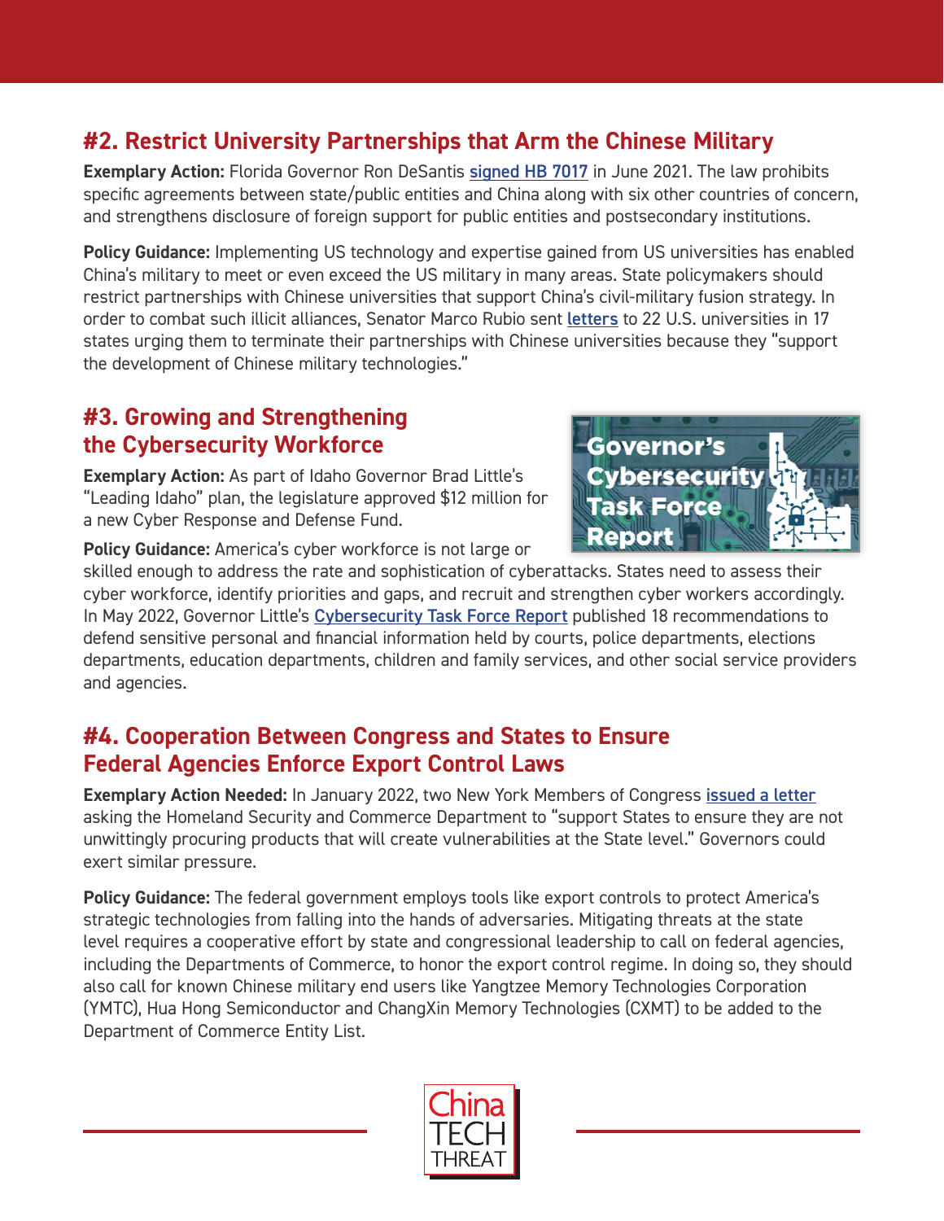## #2. Restrict University Partnerships that Arm the Chinese Military

**Exemplary Action:** Florida Governor Ron DeSantis signed HB 7017 in June 2021. The law prohibits specific agreements between state/public entities and China along with six other countries of concern, and strengthens disclosure of foreign support for public entities and postsecondary institutions.

**Policy Guidance:** Implementing US technology and expertise gained from US universities has enabled China's military to meet or even exceed the US military in many areas. State policymakers should restrict partnerships with Chinese universities that support China's civil-military fusion strategy. In order to combat such illicit alliances, Senator Marco Rubio sent letters to 22 U.S. universities in 17 states urging them to terminate their partnerships with Chinese universities because they "support the development of Chinese military technologies."

## #3. Growing and Strengthening the Cybersecurity Workforce

**Exemplary Action:** As part of Idaho Governor Brad Little's "Leading Idaho" plan, the legislature approved $12 million for a new Cyber Response and Defense Fund.

Governor's Cybersecurity Task Force Report

**Policy Guidance:** America's cyber workforce is not large or skilled enough to address the rate and sophistication of cyberattacks. States need to assess their cyber workforce, identify priorities and gaps, and recruit and strengthen cyber workers accordingly. In May 2022, Governor Little's Cybersecurity Task Force Report published 18 recommendations to defend sensitive personal and financial information held by courts, police departments, elections departments, education departments, children and family services, and other social service providers and agencies.

## #4. Cooperation Between Congress and States to Ensure Federal Agencies Enforce Export Control Laws

**Exemplary Action Needed:** In January 2022, two New York Members of Congress issued a letter asking the Homeland Security and Commerce Department to "support States to ensure they are not unwittingly procuring products that will create vulnerabilities at the State level." Governors could exert similar pressure.

**Policy Guidance:** The federal government employs tools like export controls to protect America's strategic technologies from falling into the hands of adversaries. Mitigating threats at the state level requires a cooperative effort by state and congressional leadership to call on federal agencies, including the Departments of Commerce, to honor the export control regime. In doing so, they should also call for known Chinese military end users like Yangtzee Memory Technologies Corporation (YMTC), Hua Hong Semiconductor and ChangXin Memory Technologies (CXMT) to be added to the Department of Commerce Entity List.

China TECH THREAT